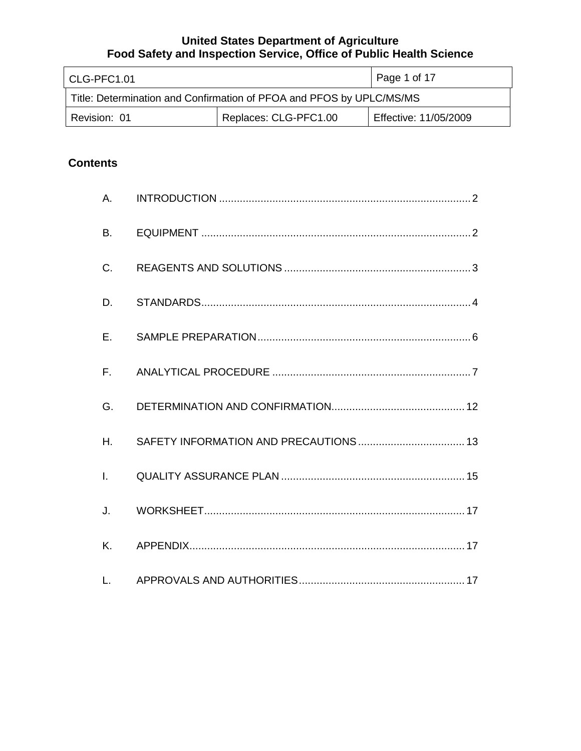**United States Department of Agriculture**
**Food Safety and Inspection Service, Office of Public Health Science**

| CLG-PFC1.01 | | Page 1 of 17 |
|---|---|---|
| Title: Determination and Confirmation of PFOA and PFOS by UPLC/MS/MS | | |
| Revision: 01 | Replaces: CLG-PFC1.00 | Effective: 11/05/2009 |

## Contents

A. INTRODUCTION .......... 2

B. EQUIPMENT .......... 2

C. REAGENTS AND SOLUTIONS .......... 3

D. STANDARDS .......... 4

E. SAMPLE PREPARATION .......... 6

F. ANALYTICAL PROCEDURE .......... 7

G. DETERMINATION AND CONFIRMATION .......... 12

H. SAFETY INFORMATION AND PRECAUTIONS .......... 13

I. QUALITY ASSURANCE PLAN .......... 15

J. WORKSHEET .......... 17

K. APPENDIX .......... 17

L. APPROVALS AND AUTHORITIES .......... 17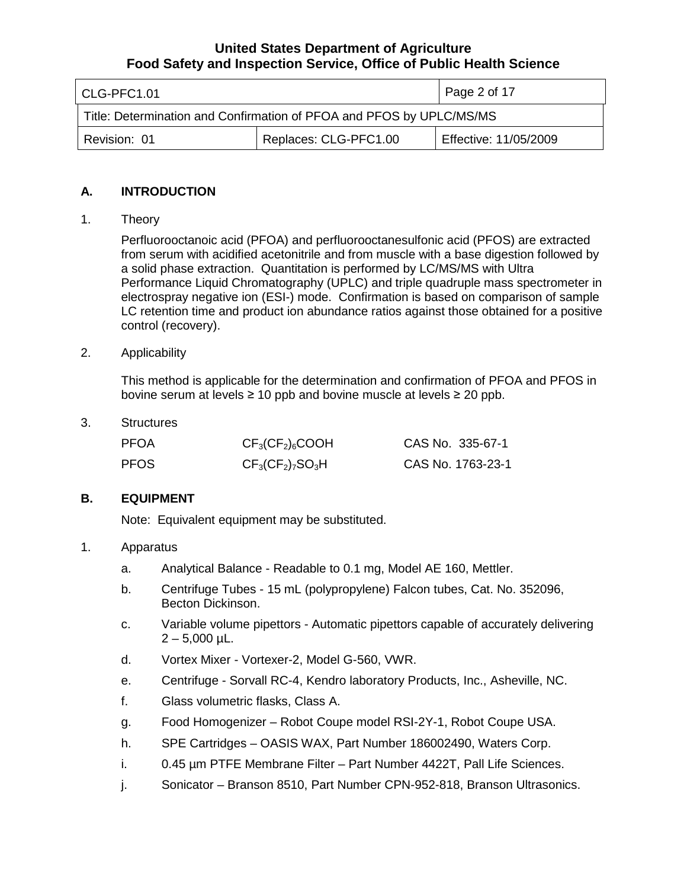## A. INTRODUCTION

1. Theory

   Perfluorooctanoic acid (PFOA) and perfluorooctanesulfonic acid (PFOS) are extracted from serum with acidified acetonitrile and from muscle with a base digestion followed by a solid phase extraction. Quantitation is performed by LC/MS/MS with Ultra Performance Liquid Chromatography (UPLC) and triple quadruple mass spectrometer in electrospray negative ion (ESI-) mode. Confirmation is based on comparison of sample LC retention time and product ion abundance ratios against those obtained for a positive control (recovery).

2. Applicability

   This method is applicable for the determination and confirmation of PFOA and PFOS in bovine serum at levels ≥ 10 ppb and bovine muscle at levels ≥ 20 ppb.

3. Structures

| | | |
|---|---|---|
| PFOA | $CF_3(CF_2)_6COOH$ | CAS No. 335-67-1 |
| PFOS | $CF_3(CF_2)_7SO_3H$ | CAS No. 1763-23-1 |

## B. EQUIPMENT

Note: Equivalent equipment may be substituted.

1. Apparatus

   a. Analytical Balance - Readable to 0.1 mg, Model AE 160, Mettler.

   b. Centrifuge Tubes - 15 mL (polypropylene) Falcon tubes, Cat. No. 352096, Becton Dickinson.

   c. Variable volume pipettors - Automatic pipettors capable of accurately delivering 2 – 5,000 µL.

   d. Vortex Mixer - Vortexer-2, Model G-560, VWR.

   e. Centrifuge - Sorvall RC-4, Kendro laboratory Products, Inc., Asheville, NC.

   f. Glass volumetric flasks, Class A.

   g. Food Homogenizer – Robot Coupe model RSI-2Y-1, Robot Coupe USA.

   h. SPE Cartridges – OASIS WAX, Part Number 186002490, Waters Corp.

   i. 0.45 µm PTFE Membrane Filter – Part Number 4422T, Pall Life Sciences.

   j. Sonicator – Branson 8510, Part Number CPN-952-818, Branson Ultrasonics.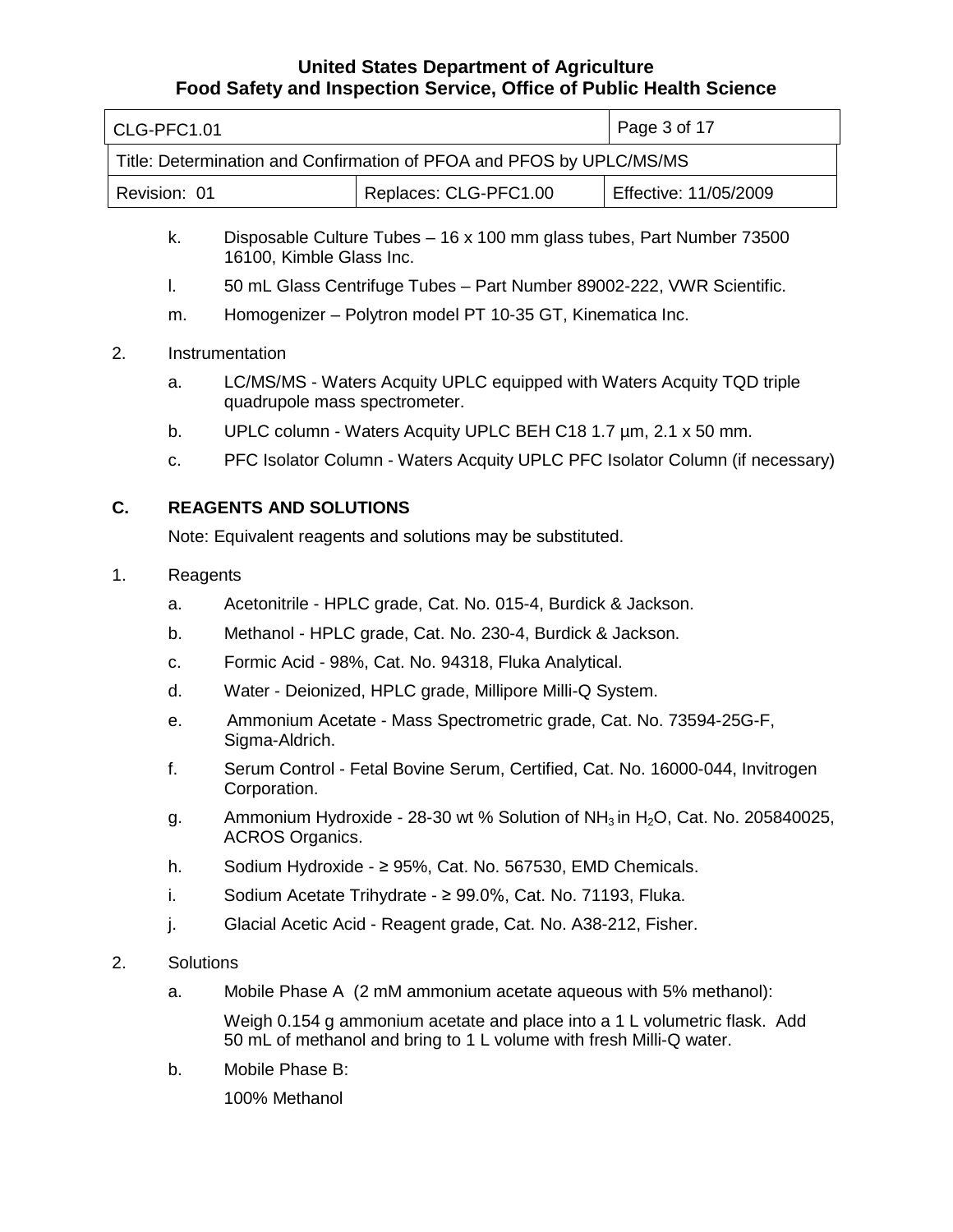k. Disposable Culture Tubes – 16 x 100 mm glass tubes, Part Number 73500 16100, Kimble Glass Inc.

l. 50 mL Glass Centrifuge Tubes – Part Number 89002-222, VWR Scientific.

m. Homogenizer – Polytron model PT 10-35 GT, Kinematica Inc.

2. Instrumentation

a. LC/MS/MS - Waters Acquity UPLC equipped with Waters Acquity TQD triple quadrupole mass spectrometer.

b. UPLC column - Waters Acquity UPLC BEH C18 1.7 µm, 2.1 x 50 mm.

c. PFC Isolator Column - Waters Acquity UPLC PFC Isolator Column (if necessary)

## C. REAGENTS AND SOLUTIONS

Note: Equivalent reagents and solutions may be substituted.

1. Reagents

a. Acetonitrile - HPLC grade, Cat. No. 015-4, Burdick & Jackson.

b. Methanol - HPLC grade, Cat. No. 230-4, Burdick & Jackson.

c. Formic Acid - 98%, Cat. No. 94318, Fluka Analytical.

d. Water - Deionized, HPLC grade, Millipore Milli-Q System.

e. Ammonium Acetate - Mass Spectrometric grade, Cat. No. 73594-25G-F, Sigma-Aldrich.

f. Serum Control - Fetal Bovine Serum, Certified, Cat. No. 16000-044, Invitrogen Corporation.

g. Ammonium Hydroxide - 28-30 wt % Solution of $NH_3$ in $H_2O$, Cat. No. 205840025, ACROS Organics.

h. Sodium Hydroxide - ≥ 95%, Cat. No. 567530, EMD Chemicals.

i. Sodium Acetate Trihydrate - ≥ 99.0%, Cat. No. 71193, Fluka.

j. Glacial Acetic Acid - Reagent grade, Cat. No. A38-212, Fisher.

2. Solutions

a. Mobile Phase A (2 mM ammonium acetate aqueous with 5% methanol):

Weigh 0.154 g ammonium acetate and place into a 1 L volumetric flask. Add 50 mL of methanol and bring to 1 L volume with fresh Milli-Q water.

b. Mobile Phase B:

100% Methanol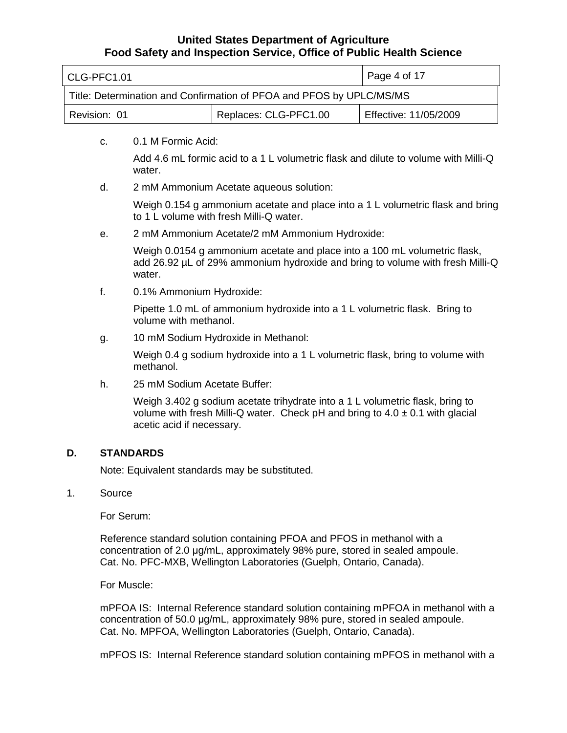c. 0.1 M Formic Acid:

   Add 4.6 mL formic acid to a 1 L volumetric flask and dilute to volume with Milli-Q water.

d. 2 mM Ammonium Acetate aqueous solution:

   Weigh 0.154 g ammonium acetate and place into a 1 L volumetric flask and bring to 1 L volume with fresh Milli-Q water.

e. 2 mM Ammonium Acetate/2 mM Ammonium Hydroxide:

   Weigh 0.0154 g ammonium acetate and place into a 100 mL volumetric flask, add 26.92 µL of 29% ammonium hydroxide and bring to volume with fresh Milli-Q water.

f. 0.1% Ammonium Hydroxide:

   Pipette 1.0 mL of ammonium hydroxide into a 1 L volumetric flask. Bring to volume with methanol.

g. 10 mM Sodium Hydroxide in Methanol:

   Weigh 0.4 g sodium hydroxide into a 1 L volumetric flask, bring to volume with methanol.

h. 25 mM Sodium Acetate Buffer:

   Weigh 3.402 g sodium acetate trihydrate into a 1 L volumetric flask, bring to volume with fresh Milli-Q water. Check pH and bring to 4.0 ± 0.1 with glacial acetic acid if necessary.

## D. STANDARDS

Note: Equivalent standards may be substituted.

1. Source

   For Serum:

   Reference standard solution containing PFOA and PFOS in methanol with a concentration of 2.0 µg/mL, approximately 98% pure, stored in sealed ampoule. Cat. No. PFC-MXB, Wellington Laboratories (Guelph, Ontario, Canada).

   For Muscle:

   mPFOA IS: Internal Reference standard solution containing mPFOA in methanol with a concentration of 50.0 µg/mL, approximately 98% pure, stored in sealed ampoule. Cat. No. MPFOA, Wellington Laboratories (Guelph, Ontario, Canada).

   mPFOS IS: Internal Reference standard solution containing mPFOS in methanol with a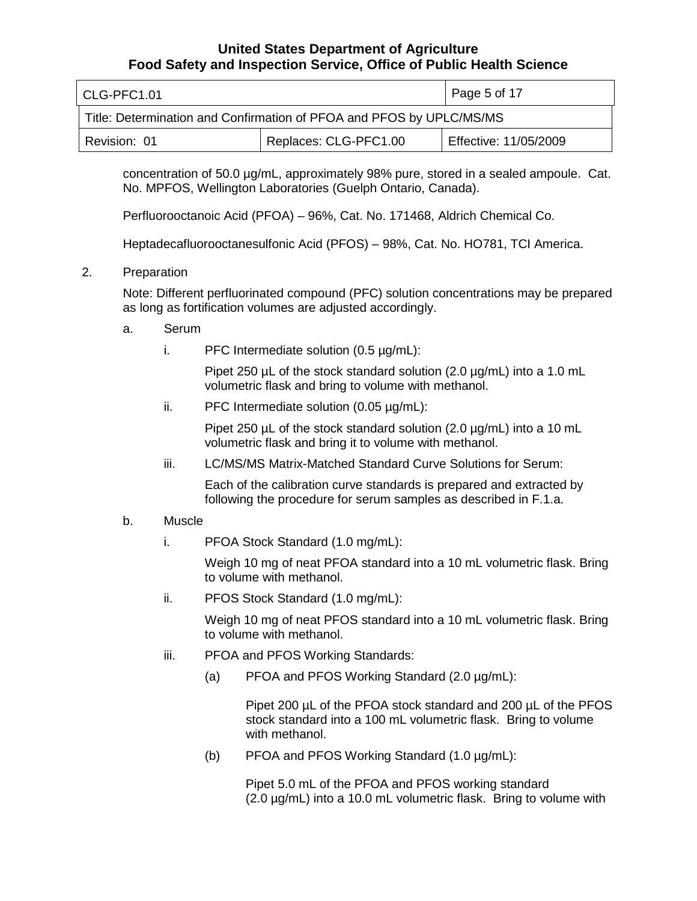concentration of 50.0 µg/mL, approximately 98% pure, stored in a sealed ampoule. Cat. No. MPFOS, Wellington Laboratories (Guelph Ontario, Canada).

Perfluorooctanoic Acid (PFOA) – 96%, Cat. No. 171468, Aldrich Chemical Co.

Heptadecafluorooctanesulfonic Acid (PFOS) – 98%, Cat. No. HO781, TCI America.

2. Preparation

Note: Different perfluorinated compound (PFC) solution concentrations may be prepared as long as fortification volumes are adjusted accordingly.

a. Serum

i. PFC Intermediate solution (0.5 µg/mL):

Pipet 250 µL of the stock standard solution (2.0 µg/mL) into a 1.0 mL volumetric flask and bring to volume with methanol.

ii. PFC Intermediate solution (0.05 µg/mL):

Pipet 250 µL of the stock standard solution (2.0 µg/mL) into a 10 mL volumetric flask and bring it to volume with methanol.

iii. LC/MS/MS Matrix-Matched Standard Curve Solutions for Serum:

Each of the calibration curve standards is prepared and extracted by following the procedure for serum samples as described in F.1.a.

b. Muscle

i. PFOA Stock Standard (1.0 mg/mL):

Weigh 10 mg of neat PFOA standard into a 10 mL volumetric flask. Bring to volume with methanol.

ii. PFOS Stock Standard (1.0 mg/mL):

Weigh 10 mg of neat PFOS standard into a 10 mL volumetric flask. Bring to volume with methanol.

iii. PFOA and PFOS Working Standards:

(a) PFOA and PFOS Working Standard (2.0 µg/mL):

Pipet 200 µL of the PFOA stock standard and 200 µL of the PFOS stock standard into a 100 mL volumetric flask. Bring to volume with methanol.

(b) PFOA and PFOS Working Standard (1.0 µg/mL):

Pipet 5.0 mL of the PFOA and PFOS working standard (2.0 µg/mL) into a 10.0 mL volumetric flask. Bring to volume with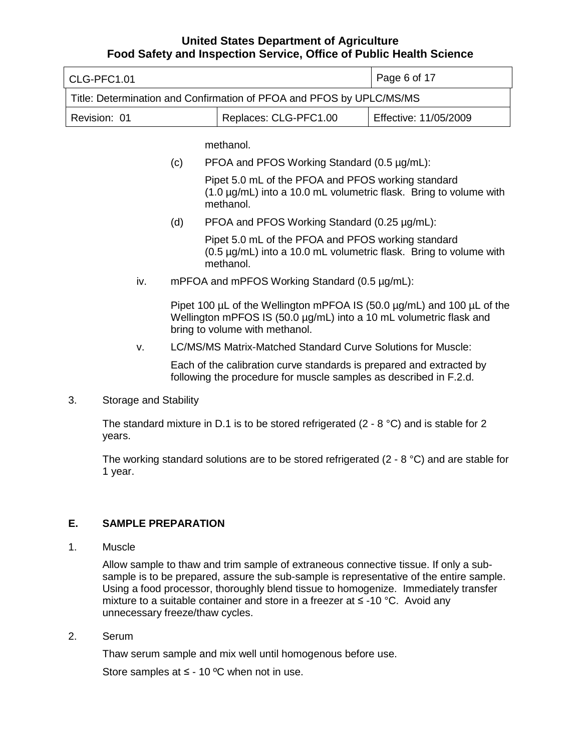methanol.

(c) PFOA and PFOS Working Standard (0.5 µg/mL):

Pipet 5.0 mL of the PFOA and PFOS working standard (1.0 µg/mL) into a 10.0 mL volumetric flask. Bring to volume with methanol.

(d) PFOA and PFOS Working Standard (0.25 µg/mL):

Pipet 5.0 mL of the PFOA and PFOS working standard (0.5 µg/mL) into a 10.0 mL volumetric flask. Bring to volume with methanol.

iv. mPFOA and mPFOS Working Standard (0.5 µg/mL):

Pipet 100 µL of the Wellington mPFOA IS (50.0 µg/mL) and 100 µL of the Wellington mPFOS IS (50.0 µg/mL) into a 10 mL volumetric flask and bring to volume with methanol.

v. LC/MS/MS Matrix-Matched Standard Curve Solutions for Muscle:

Each of the calibration curve standards is prepared and extracted by following the procedure for muscle samples as described in F.2.d.

3. Storage and Stability

The standard mixture in D.1 is to be stored refrigerated (2 - 8 °C) and is stable for 2 years.

The working standard solutions are to be stored refrigerated (2 - 8 °C) and are stable for 1 year.

## E. SAMPLE PREPARATION

1. Muscle

Allow sample to thaw and trim sample of extraneous connective tissue. If only a sub-sample is to be prepared, assure the sub-sample is representative of the entire sample. Using a food processor, thoroughly blend tissue to homogenize. Immediately transfer mixture to a suitable container and store in a freezer at ≤ -10 °C. Avoid any unnecessary freeze/thaw cycles.

2. Serum

Thaw serum sample and mix well until homogenous before use.

Store samples at ≤ - 10 ºC when not in use.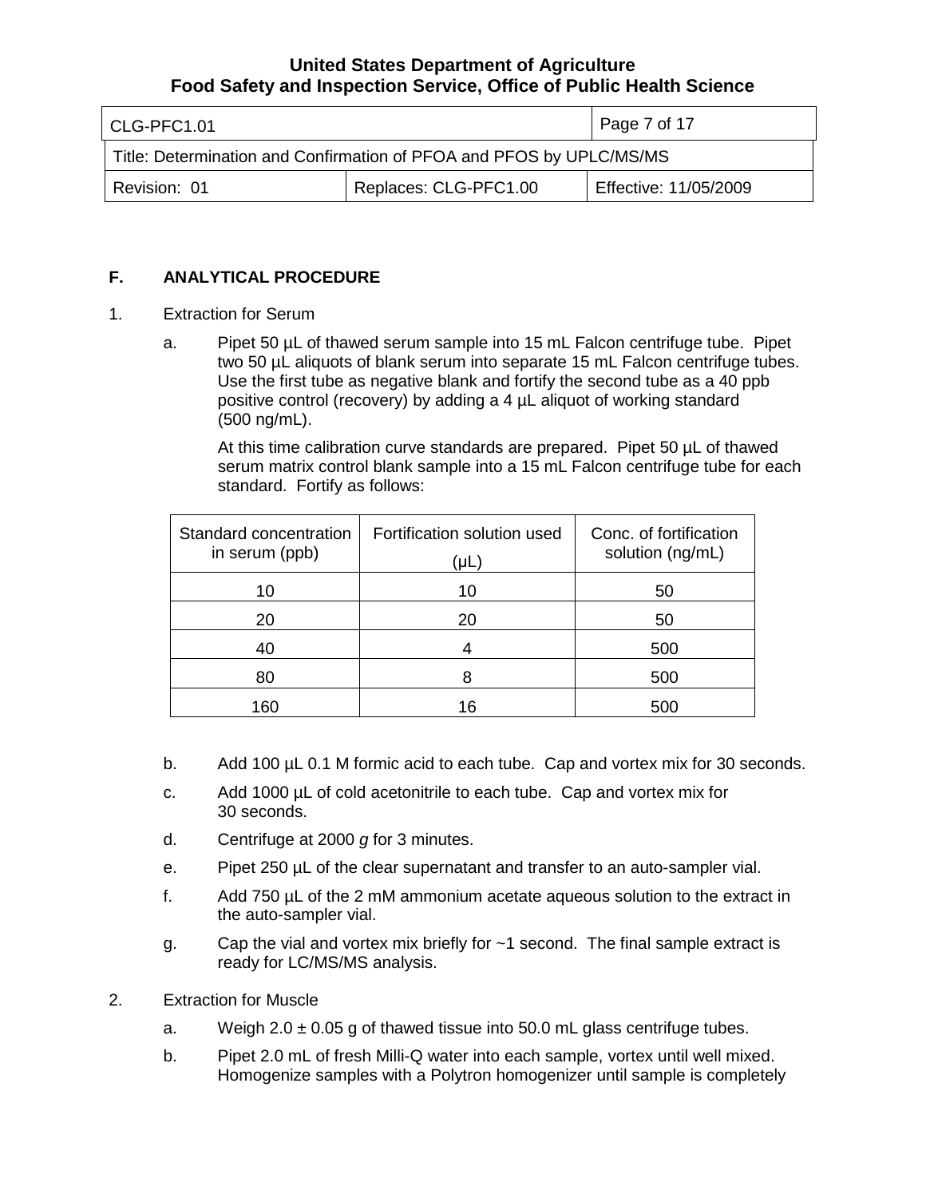## F. ANALYTICAL PROCEDURE

1. Extraction for Serum

   a. Pipet 50 µL of thawed serum sample into 15 mL Falcon centrifuge tube. Pipet two 50 µL aliquots of blank serum into separate 15 mL Falcon centrifuge tubes. Use the first tube as negative blank and fortify the second tube as a 40 ppb positive control (recovery) by adding a 4 µL aliquot of working standard (500 ng/mL).

      At this time calibration curve standards are prepared. Pipet 50 µL of thawed serum matrix control blank sample into a 15 mL Falcon centrifuge tube for each standard. Fortify as follows:

| Standard concentration in serum (ppb) | Fortification solution used (µL) | Conc. of fortification solution (ng/mL) |
|---|---|---|
| 10 | 10 | 50 |
| 20 | 20 | 50 |
| 40 | 4 | 500 |
| 80 | 8 | 500 |
| 160 | 16 | 500 |

   b. Add 100 µL 0.1 M formic acid to each tube. Cap and vortex mix for 30 seconds.

   c. Add 1000 µL of cold acetonitrile to each tube. Cap and vortex mix for 30 seconds.

   d. Centrifuge at 2000 *g* for 3 minutes.

   e. Pipet 250 µL of the clear supernatant and transfer to an auto-sampler vial.

   f. Add 750 µL of the 2 mM ammonium acetate aqueous solution to the extract in the auto-sampler vial.

   g. Cap the vial and vortex mix briefly for ~1 second. The final sample extract is ready for LC/MS/MS analysis.

2. Extraction for Muscle

   a. Weigh 2.0 ± 0.05 g of thawed tissue into 50.0 mL glass centrifuge tubes.

   b. Pipet 2.0 mL of fresh Milli-Q water into each sample, vortex until well mixed. Homogenize samples with a Polytron homogenizer until sample is completely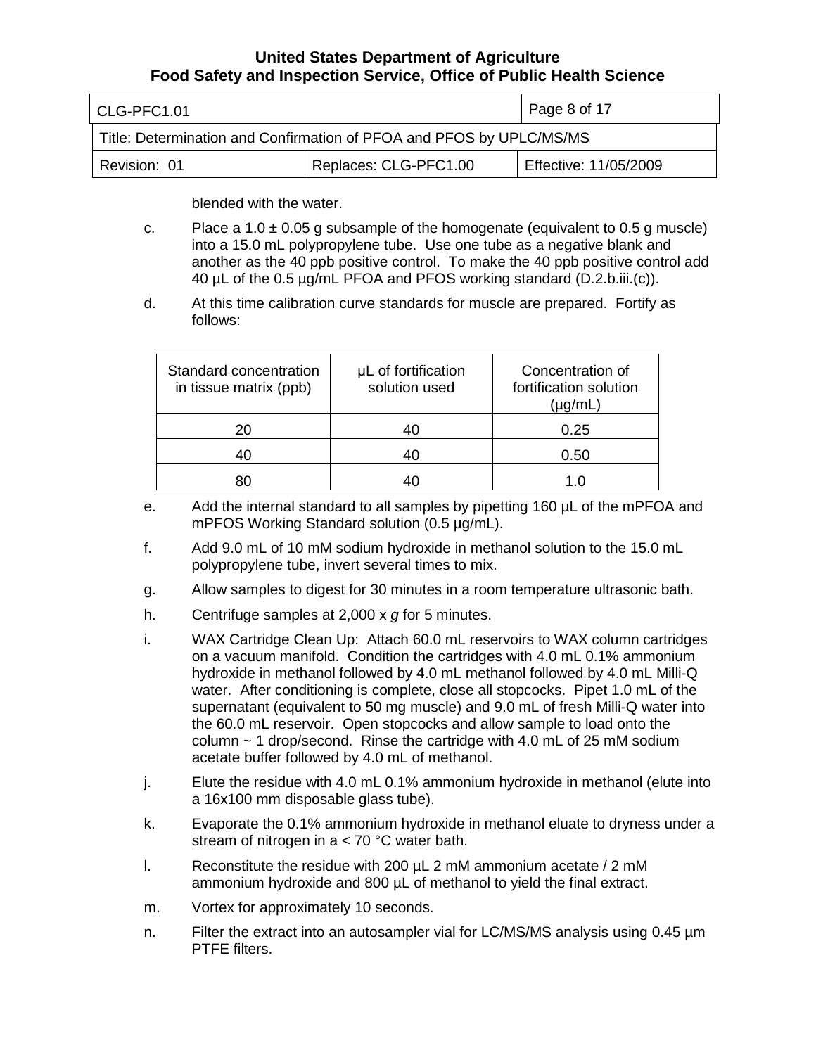blended with the water.

c. Place a 1.0 ± 0.05 g subsample of the homogenate (equivalent to 0.5 g muscle) into a 15.0 mL polypropylene tube. Use one tube as a negative blank and another as the 40 ppb positive control. To make the 40 ppb positive control add 40 µL of the 0.5 µg/mL PFOA and PFOS working standard (D.2.b.iii.(c)).

d. At this time calibration curve standards for muscle are prepared. Fortify as follows:

| Standard concentration in tissue matrix (ppb) | µL of fortification solution used | Concentration of fortification solution (µg/mL) |
|---|---|---|
| 20 | 40 | 0.25 |
| 40 | 40 | 0.50 |
| 80 | 40 | 1.0 |

e. Add the internal standard to all samples by pipetting 160 µL of the mPFOA and mPFOS Working Standard solution (0.5 µg/mL).

f. Add 9.0 mL of 10 mM sodium hydroxide in methanol solution to the 15.0 mL polypropylene tube, invert several times to mix.

g. Allow samples to digest for 30 minutes in a room temperature ultrasonic bath.

h. Centrifuge samples at 2,000 x *g* for 5 minutes.

i. WAX Cartridge Clean Up: Attach 60.0 mL reservoirs to WAX column cartridges on a vacuum manifold. Condition the cartridges with 4.0 mL 0.1% ammonium hydroxide in methanol followed by 4.0 mL methanol followed by 4.0 mL Milli-Q water. After conditioning is complete, close all stopcocks. Pipet 1.0 mL of the supernatant (equivalent to 50 mg muscle) and 9.0 mL of fresh Milli-Q water into the 60.0 mL reservoir. Open stopcocks and allow sample to load onto the column ~ 1 drop/second. Rinse the cartridge with 4.0 mL of 25 mM sodium acetate buffer followed by 4.0 mL of methanol.

j. Elute the residue with 4.0 mL 0.1% ammonium hydroxide in methanol (elute into a 16x100 mm disposable glass tube).

k. Evaporate the 0.1% ammonium hydroxide in methanol eluate to dryness under a stream of nitrogen in a < 70 °C water bath.

l. Reconstitute the residue with 200 µL 2 mM ammonium acetate / 2 mM ammonium hydroxide and 800 µL of methanol to yield the final extract.

m. Vortex for approximately 10 seconds.

n. Filter the extract into an autosampler vial for LC/MS/MS analysis using 0.45 µm PTFE filters.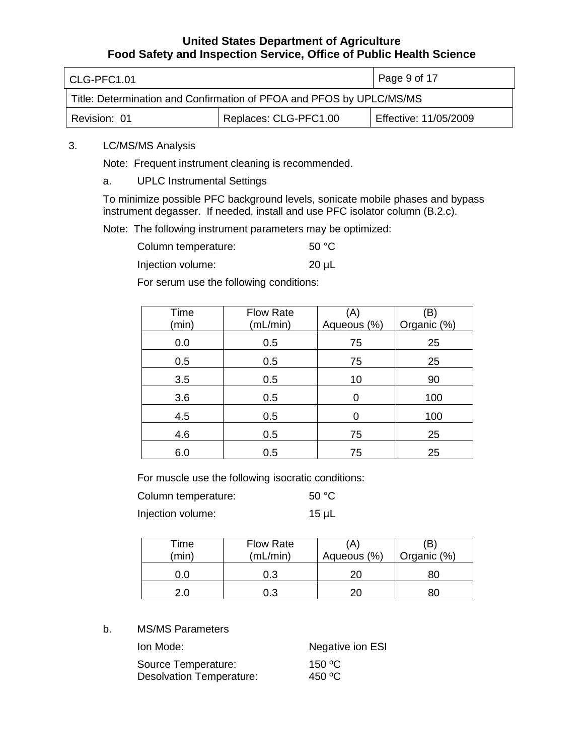3. LC/MS/MS Analysis

Note: Frequent instrument cleaning is recommended.

a. UPLC Instrumental Settings

To minimize possible PFC background levels, sonicate mobile phases and bypass instrument degasser. If needed, install and use PFC isolator column (B.2.c).

Note: The following instrument parameters may be optimized:

Column temperature: 50 °C

Injection volume: 20 µL

For serum use the following conditions:

| Time (min) | Flow Rate (mL/min) | (A) Aqueous (%) | (B) Organic (%) |
|---|---|---|---|
| 0.0 | 0.5 | 75 | 25 |
| 0.5 | 0.5 | 75 | 25 |
| 3.5 | 0.5 | 10 | 90 |
| 3.6 | 0.5 | 0 | 100 |
| 4.5 | 0.5 | 0 | 100 |
| 4.6 | 0.5 | 75 | 25 |
| 6.0 | 0.5 | 75 | 25 |

For muscle use the following isocratic conditions:

Column temperature: 50 °C

Injection volume: 15 µL

| Time (min) | Flow Rate (mL/min) | (A) Aqueous (%) | (B) Organic (%) |
|---|---|---|---|
| 0.0 | 0.3 | 20 | 80 |
| 2.0 | 0.3 | 20 | 80 |

b. MS/MS Parameters

Ion Mode: Negative ion ESI

Source Temperature: 150 ºC
Desolvation Temperature: 450 ºC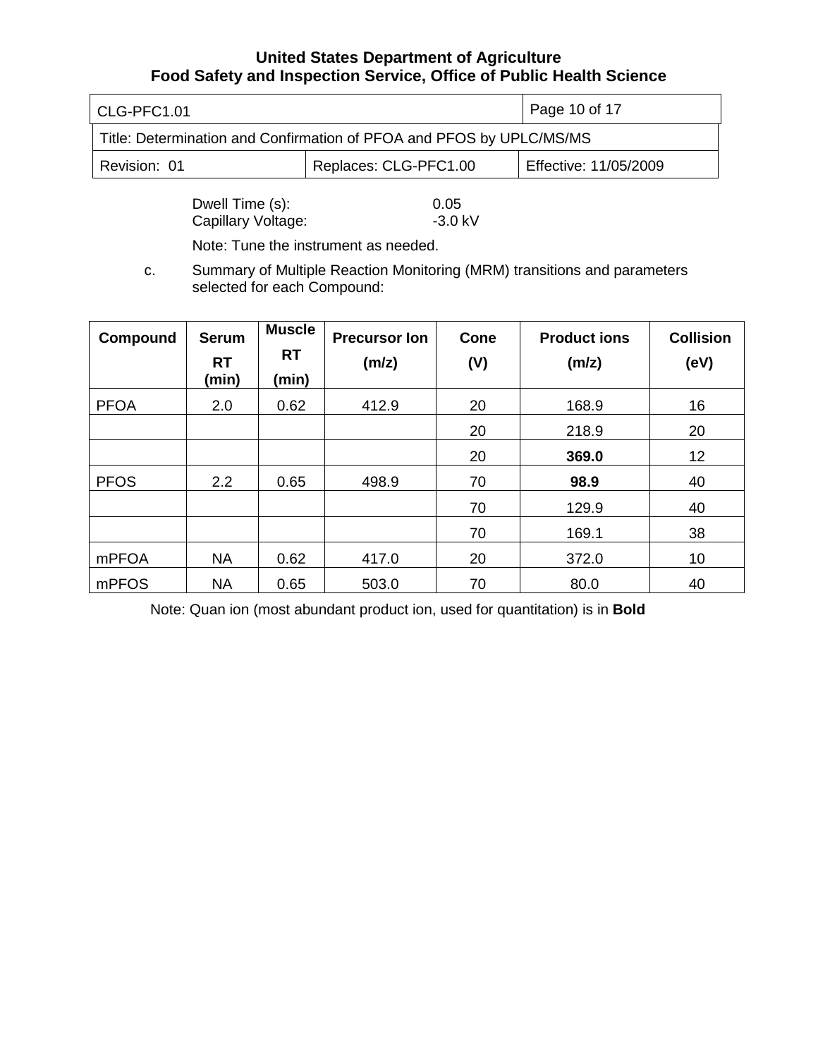Dwell Time (s): 0.05
Capillary Voltage: -3.0 kV

Note: Tune the instrument as needed.

c. Summary of Multiple Reaction Monitoring (MRM) transitions and parameters selected for each Compound:

| Compound | Serum RT (min) | Muscle RT (min) | Precursor Ion (m/z) | Cone (V) | Product ions (m/z) | Collision (eV) |
|---|---|---|---|---|---|---|
| PFOA | 2.0 | 0.62 | 412.9 | 20 | 168.9 | 16 |
| | | | | 20 | 218.9 | 20 |
| | | | | 20 | **369.0** | 12 |
| PFOS | 2.2 | 0.65 | 498.9 | 70 | **98.9** | 40 |
| | | | | 70 | 129.9 | 40 |
| | | | | 70 | 169.1 | 38 |
| mPFOA | NA | 0.62 | 417.0 | 20 | 372.0 | 10 |
| mPFOS | NA | 0.65 | 503.0 | 70 | 80.0 | 40 |

Note: Quan ion (most abundant product ion, used for quantitation) is in **Bold**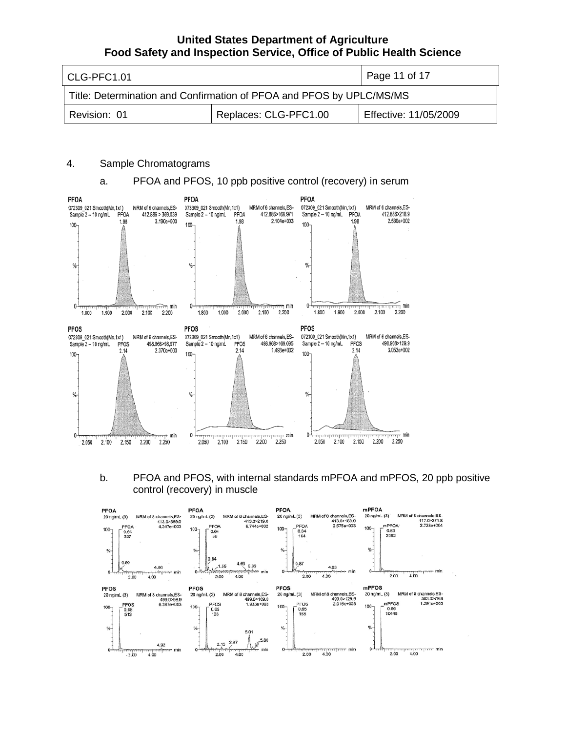4. Sample Chromatograms

   a. PFOA and PFOS, 10 ppb positive control (recovery) in serum

   b. PFOA and PFOS, with internal standards mPFOA and mPFOS, 20 ppb positive control (recovery) in muscle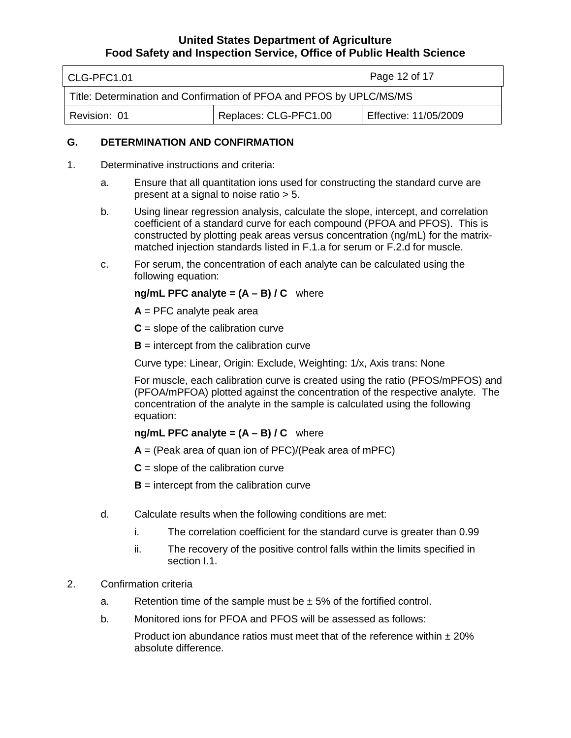## G. DETERMINATION AND CONFIRMATION

1. Determinative instructions and criteria:

   a. Ensure that all quantitation ions used for constructing the standard curve are present at a signal to noise ratio > 5.

   b. Using linear regression analysis, calculate the slope, intercept, and correlation coefficient of a standard curve for each compound (PFOA and PFOS). This is constructed by plotting peak areas versus concentration (ng/mL) for the matrix-matched injection standards listed in F.1.a for serum or F.2.d for muscle.

   c. For serum, the concentration of each analyte can be calculated using the following equation:

      **ng/mL PFC analyte = (A – B) / C** where

      **A** = PFC analyte peak area

      **C** = slope of the calibration curve

      **B** = intercept from the calibration curve

      Curve type: Linear, Origin: Exclude, Weighting: 1/x, Axis trans: None

      For muscle, each calibration curve is created using the ratio (PFOS/mPFOS) and (PFOA/mPFOA) plotted against the concentration of the respective analyte. The concentration of the analyte in the sample is calculated using the following equation:

      **ng/mL PFC analyte = (A – B) / C** where

      **A** = (Peak area of quan ion of PFC)/(Peak area of mPFC)

      **C** = slope of the calibration curve

      **B** = intercept from the calibration curve

   d. Calculate results when the following conditions are met:

      i. The correlation coefficient for the standard curve is greater than 0.99

      ii. The recovery of the positive control falls within the limits specified in section I.1.

2. Confirmation criteria

   a. Retention time of the sample must be ± 5% of the fortified control.

   b. Monitored ions for PFOA and PFOS will be assessed as follows:

      Product ion abundance ratios must meet that of the reference within ± 20% absolute difference.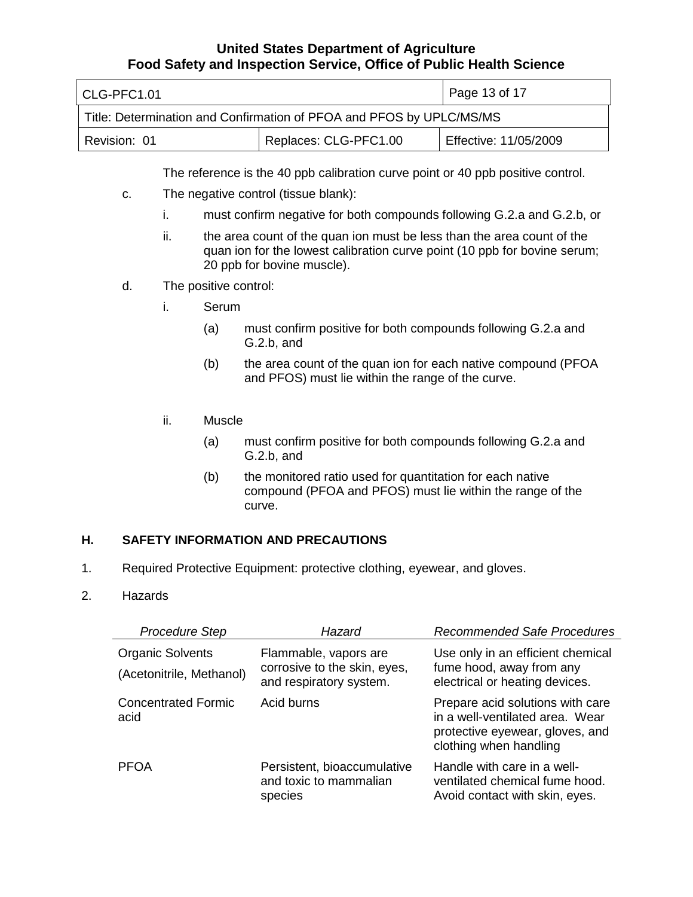The reference is the 40 ppb calibration curve point or 40 ppb positive control.

c. The negative control (tissue blank):

   i. must confirm negative for both compounds following G.2.a and G.2.b, or

   ii. the area count of the quan ion must be less than the area count of the quan ion for the lowest calibration curve point (10 ppb for bovine serum; 20 ppb for bovine muscle).

d. The positive control:

   i. Serum

      (a) must confirm positive for both compounds following G.2.a and G.2.b, and

      (b) the area count of the quan ion for each native compound (PFOA and PFOS) must lie within the range of the curve.

   ii. Muscle

      (a) must confirm positive for both compounds following G.2.a and G.2.b, and

      (b) the monitored ratio used for quantitation for each native compound (PFOA and PFOS) must lie within the range of the curve.

## H. SAFETY INFORMATION AND PRECAUTIONS

1. Required Protective Equipment: protective clothing, eyewear, and gloves.

2. Hazards

| *Procedure Step* | *Hazard* | *Recommended Safe Procedures* |
|---|---|---|
| Organic Solvents (Acetonitrile, Methanol) | Flammable, vapors are corrosive to the skin, eyes, and respiratory system. | Use only in an efficient chemical fume hood, away from any electrical or heating devices. |
| Concentrated Formic acid | Acid burns | Prepare acid solutions with care in a well-ventilated area. Wear protective eyewear, gloves, and clothing when handling |
| PFOA | Persistent, bioaccumulative and toxic to mammalian species | Handle with care in a well-ventilated chemical fume hood. Avoid contact with skin, eyes. |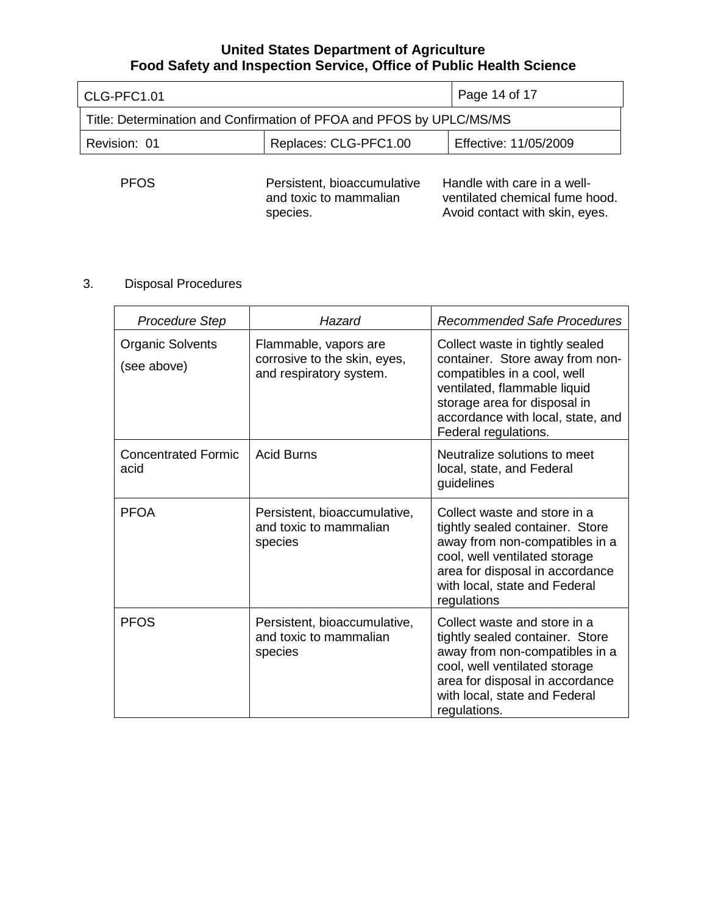| | | |
|---|---|---|
| PFOS | Persistent, bioaccumulative and toxic to mammalian species. | Handle with care in a well-ventilated chemical fume hood. Avoid contact with skin, eyes. |

3. Disposal Procedures

| *Procedure Step* | *Hazard* | *Recommended Safe Procedures* |
|---|---|---|
| Organic Solvents (see above) | Flammable, vapors are corrosive to the skin, eyes, and respiratory system. | Collect waste in tightly sealed container. Store away from non-compatibles in a cool, well ventilated, flammable liquid storage area for disposal in accordance with local, state, and Federal regulations. |
| Concentrated Formic acid | Acid Burns | Neutralize solutions to meet local, state, and Federal guidelines |
| PFOA | Persistent, bioaccumulative, and toxic to mammalian species | Collect waste and store in a tightly sealed container. Store away from non-compatibles in a cool, well ventilated storage area for disposal in accordance with local, state and Federal regulations |
| PFOS | Persistent, bioaccumulative, and toxic to mammalian species | Collect waste and store in a tightly sealed container. Store away from non-compatibles in a cool, well ventilated storage area for disposal in accordance with local, state and Federal regulations. |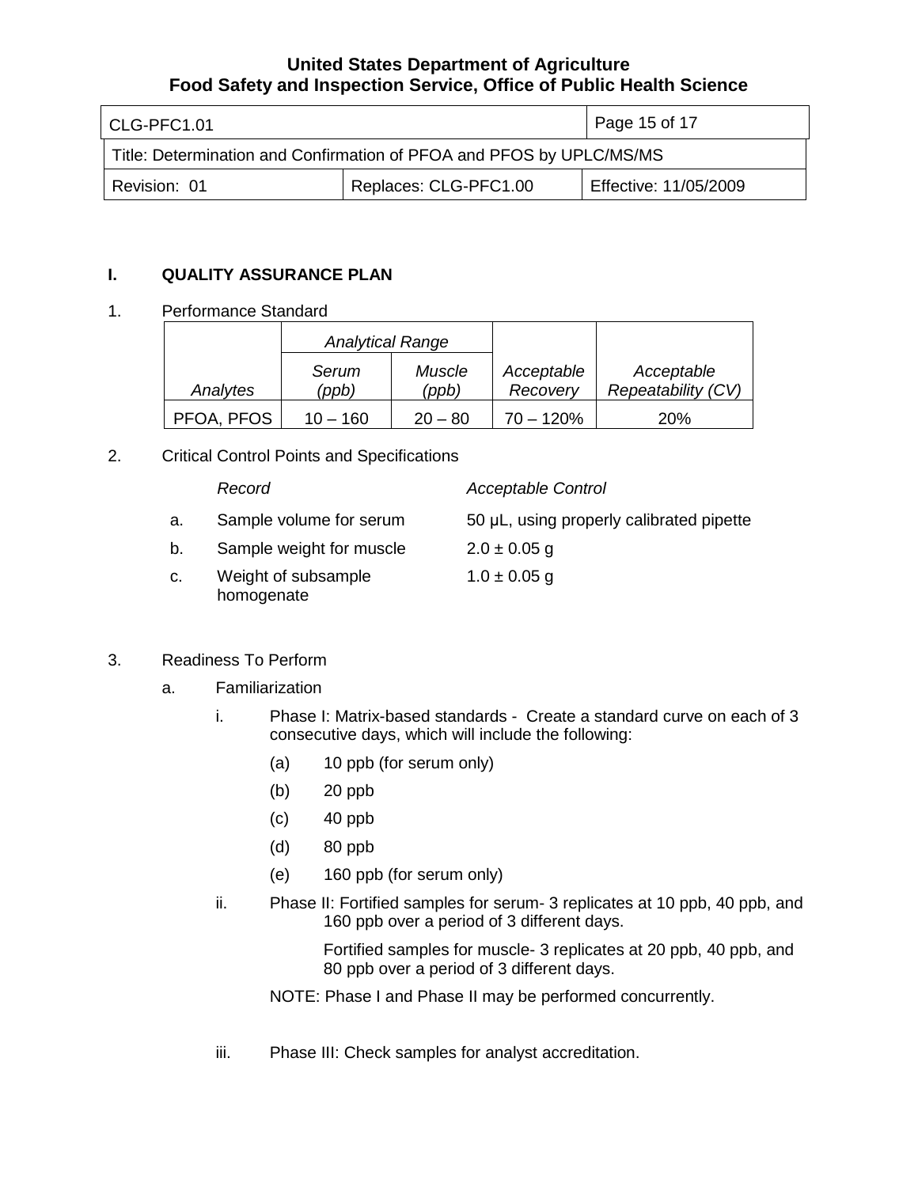## I. QUALITY ASSURANCE PLAN

1. Performance Standard

| | *Analytical Range* | | | |
|---|---|---|---|---|
| *Analytes* | *Serum (ppb)* | *Muscle (ppb)* | *Acceptable Recovery* | *Acceptable Repeatability (CV)* |
| PFOA, PFOS | 10 – 160 | 20 – 80 | 70 – 120% | 20% |

2. Critical Control Points and Specifications

| | *Record* | *Acceptable Control* |
|---|---|---|
| a. | Sample volume for serum | 50 μL, using properly calibrated pipette |
| b. | Sample weight for muscle | 2.0 ± 0.05 g |
| c. | Weight of subsample homogenate | 1.0 ± 0.05 g |

3. Readiness To Perform

   a. Familiarization

      i. Phase I: Matrix-based standards - Create a standard curve on each of 3 consecutive days, which will include the following:

         (a) 10 ppb (for serum only)

         (b) 20 ppb

         (c) 40 ppb

         (d) 80 ppb

         (e) 160 ppb (for serum only)

      ii. Phase II: Fortified samples for serum- 3 replicates at 10 ppb, 40 ppb, and 160 ppb over a period of 3 different days.

         Fortified samples for muscle- 3 replicates at 20 ppb, 40 ppb, and 80 ppb over a period of 3 different days.

         NOTE: Phase I and Phase II may be performed concurrently.

      iii. Phase III: Check samples for analyst accreditation.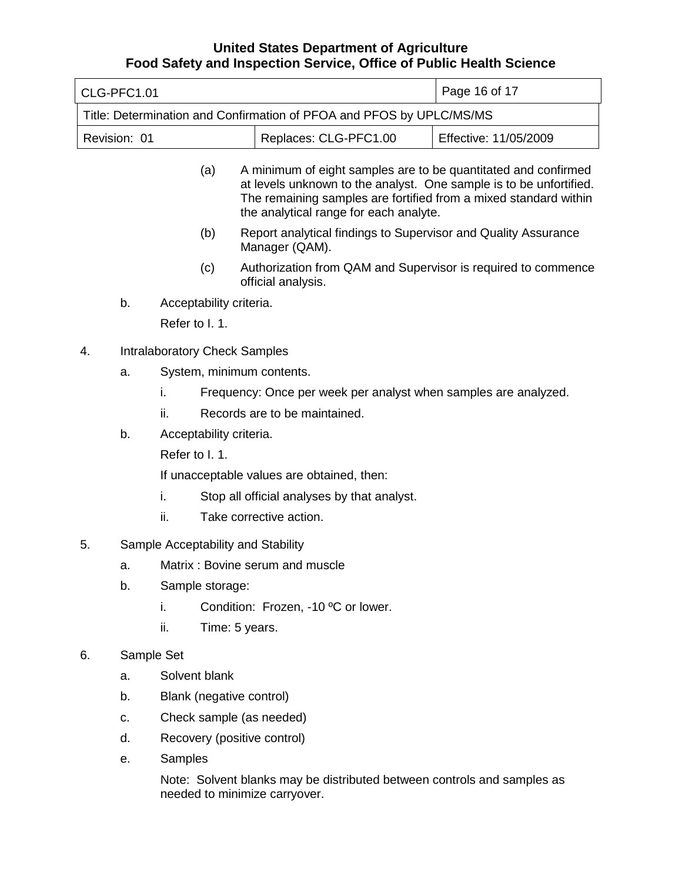(a) A minimum of eight samples are to be quantitated and confirmed at levels unknown to the analyst. One sample is to be unfortified. The remaining samples are fortified from a mixed standard within the analytical range for each analyte.

(b) Report analytical findings to Supervisor and Quality Assurance Manager (QAM).

(c) Authorization from QAM and Supervisor is required to commence official analysis.

b. Acceptability criteria.

Refer to I. 1.

4. Intralaboratory Check Samples

a. System, minimum contents.

i. Frequency: Once per week per analyst when samples are analyzed.

ii. Records are to be maintained.

b. Acceptability criteria.

Refer to I. 1.

If unacceptable values are obtained, then:

i. Stop all official analyses by that analyst.

ii. Take corrective action.

5. Sample Acceptability and Stability

a. Matrix : Bovine serum and muscle

b. Sample storage:

i. Condition: Frozen, -10 ºC or lower.

ii. Time: 5 years.

6. Sample Set

a. Solvent blank

b. Blank (negative control)

c. Check sample (as needed)

d. Recovery (positive control)

e. Samples

Note: Solvent blanks may be distributed between controls and samples as needed to minimize carryover.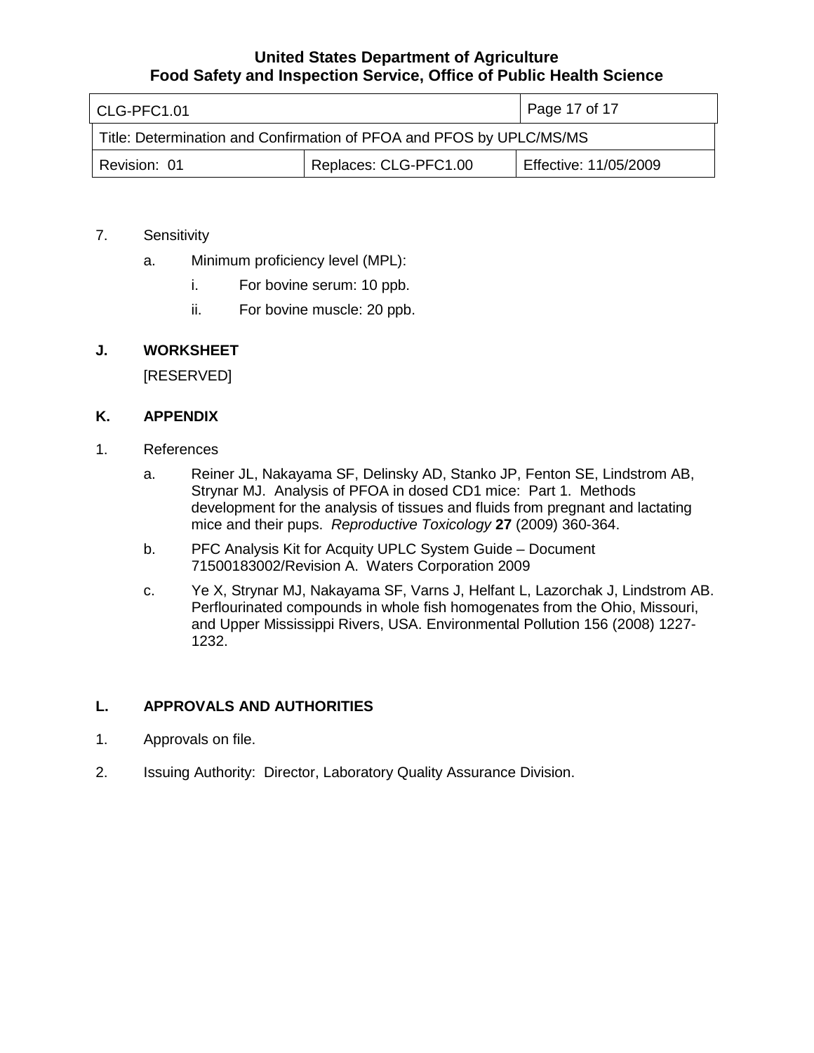7. Sensitivity

   a. Minimum proficiency level (MPL):

      i. For bovine serum: 10 ppb.

      ii. For bovine muscle: 20 ppb.

## J. WORKSHEET

[RESERVED]

## K. APPENDIX

1. References

   a. Reiner JL, Nakayama SF, Delinsky AD, Stanko JP, Fenton SE, Lindstrom AB, Strynar MJ. Analysis of PFOA in dosed CD1 mice: Part 1. Methods development for the analysis of tissues and fluids from pregnant and lactating mice and their pups. *Reproductive Toxicology* **27** (2009) 360-364.

   b. PFC Analysis Kit for Acquity UPLC System Guide – Document 71500183002/Revision A. Waters Corporation 2009

   c. Ye X, Strynar MJ, Nakayama SF, Varns J, Helfant L, Lazorchak J, Lindstrom AB. Perflourinated compounds in whole fish homogenates from the Ohio, Missouri, and Upper Mississippi Rivers, USA. Environmental Pollution 156 (2008) 1227-1232.

## L. APPROVALS AND AUTHORITIES

1. Approvals on file.

2. Issuing Authority: Director, Laboratory Quality Assurance Division.